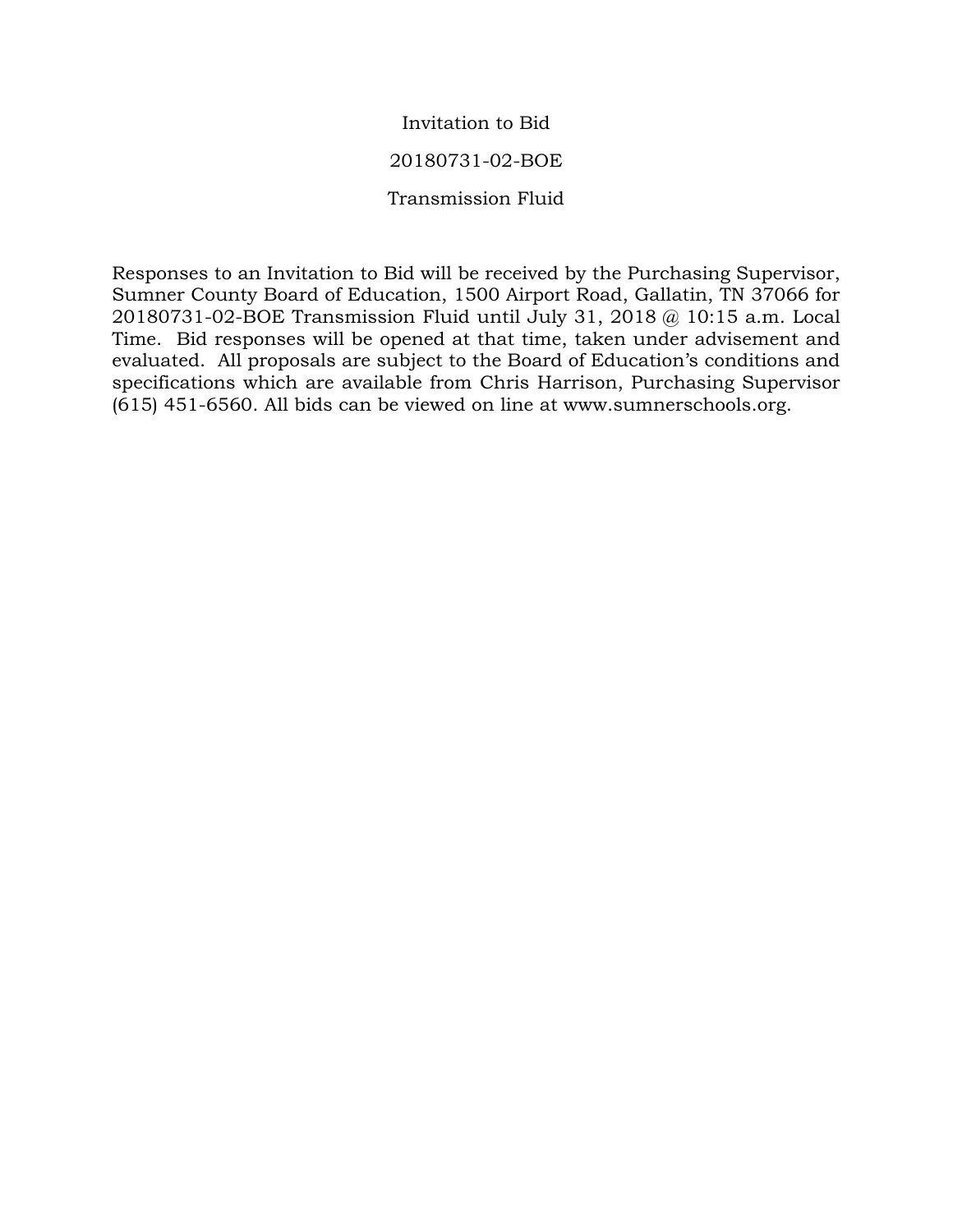# Invitation to Bid

## 20180731-02-BOE

## Transmission Fluid

Responses to an Invitation to Bid will be received by the Purchasing Supervisor, Sumner County Board of Education, 1500 Airport Road, Gallatin, TN 37066 for 20180731-02-BOE Transmission Fluid until July 31, 2018 @ 10:15 a.m. Local Time. Bid responses will be opened at that time, taken under advisement and evaluated. All proposals are subject to the Board of Education's conditions and specifications which are available from Chris Harrison, Purchasing Supervisor (615) 451-6560. All bids can be viewed on line at www.sumnerschools.org.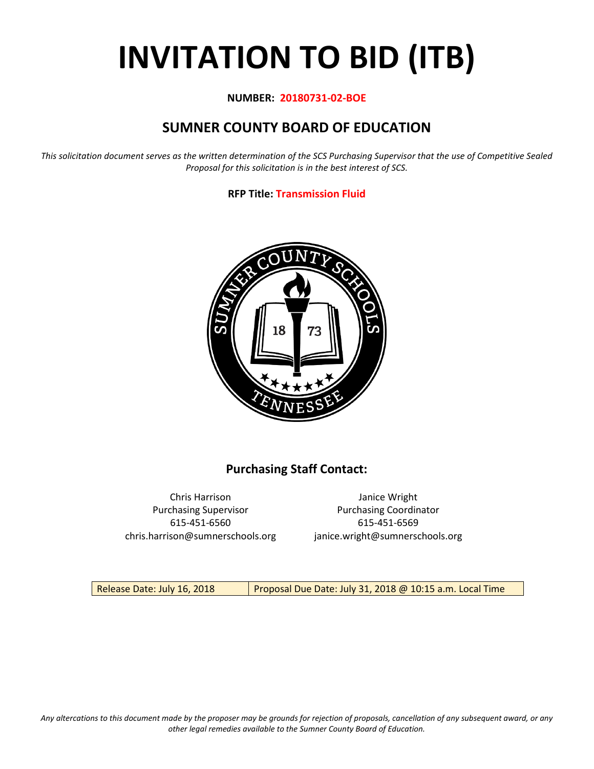# INVITATION TO BID (ITB)

**NUMBER: 20180731-02-BOE**

## SUMNER COUNTY BOARD OF EDUCATION

*This solicitation document serves as the written determination of the SCS Purchasing Supervisor that the use of Competitive Sealed Proposal for this solicitation is in the best interest of SCS.*

**RFP Title: Transmission Fluid**

### Purchasing Staff Contact:

Chris Harrison
Purchasing Supervisor
615-451-6560
chris.harrison@sumnerschools.org

Janice Wright
Purchasing Coordinator
615-451-6569
janice.wright@sumnerschools.org

| Release Date: July 16, 2018 | Proposal Due Date: July 31, 2018 @ 10:15 a.m. Local Time |
|---|---|

*Any altercations to this document made by the proposer may be grounds for rejection of proposals, cancellation of any subsequent award, or any other legal remedies available to the Sumner County Board of Education.*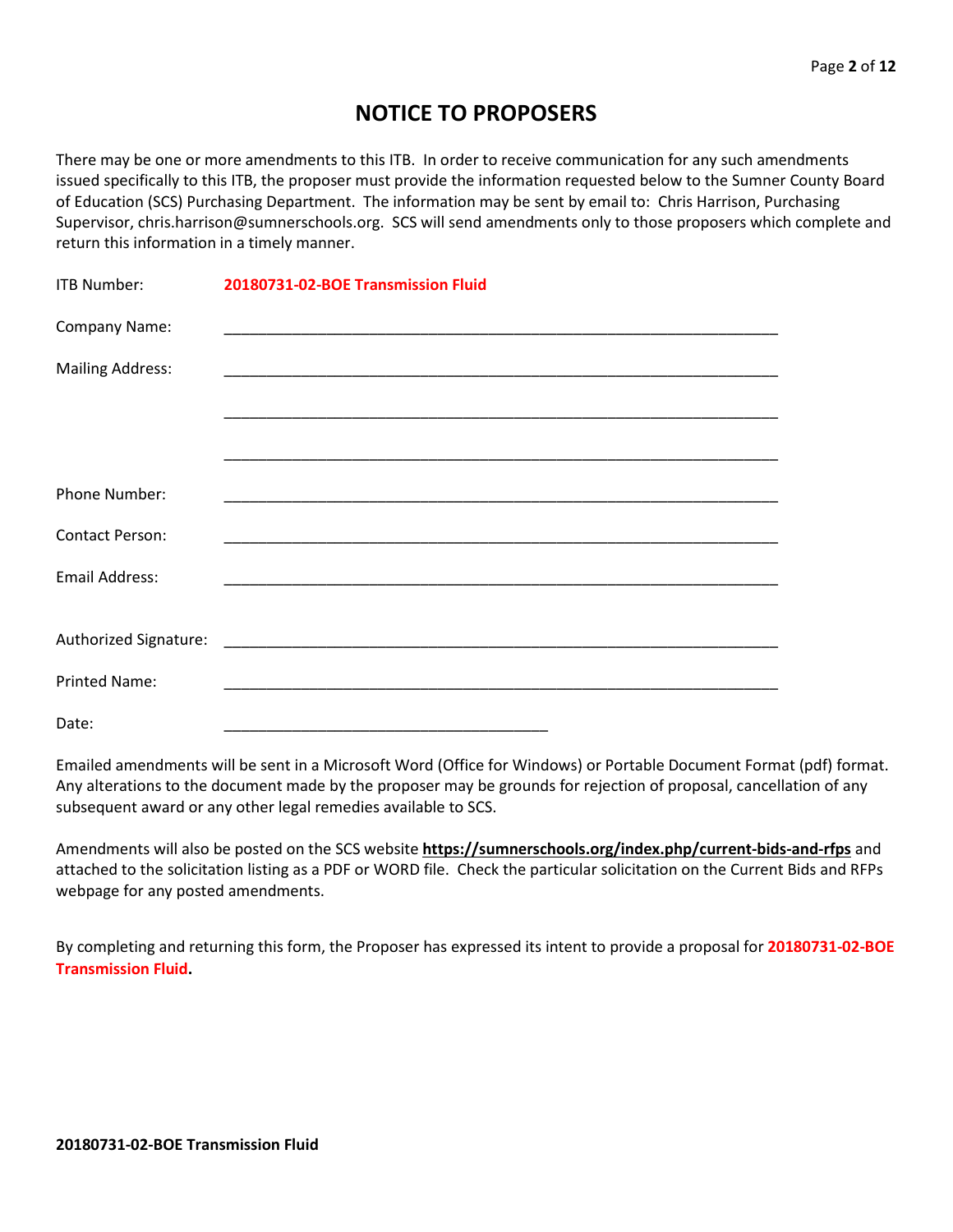# NOTICE TO PROPOSERS

There may be one or more amendments to this ITB. In order to receive communication for any such amendments issued specifically to this ITB, the proposer must provide the information requested below to the Sumner County Board of Education (SCS) Purchasing Department. The information may be sent by email to: Chris Harrison, Purchasing Supervisor, chris.harrison@sumnerschools.org. SCS will send amendments only to those proposers which complete and return this information in a timely manner.

ITB Number: **20180731-02-BOE Transmission Fluid**

Company Name: ___________________________________________________________________

Mailing Address: ___________________________________________________________________

___________________________________________________________________

___________________________________________________________________

Phone Number: ___________________________________________________________________

Contact Person: ___________________________________________________________________

Email Address: ___________________________________________________________________

Authorized Signature: ___________________________________________________________________

Printed Name: ___________________________________________________________________

Date: _______________________________________

Emailed amendments will be sent in a Microsoft Word (Office for Windows) or Portable Document Format (pdf) format. Any alterations to the document made by the proposer may be grounds for rejection of proposal, cancellation of any subsequent award or any other legal remedies available to SCS.

Amendments will also be posted on the SCS website **https://sumnerschools.org/index.php/current-bids-and-rfps** and attached to the solicitation listing as a PDF or WORD file. Check the particular solicitation on the Current Bids and RFPs webpage for any posted amendments.

By completing and returning this form, the Proposer has expressed its intent to provide a proposal for **20180731-02-BOE Transmission Fluid.**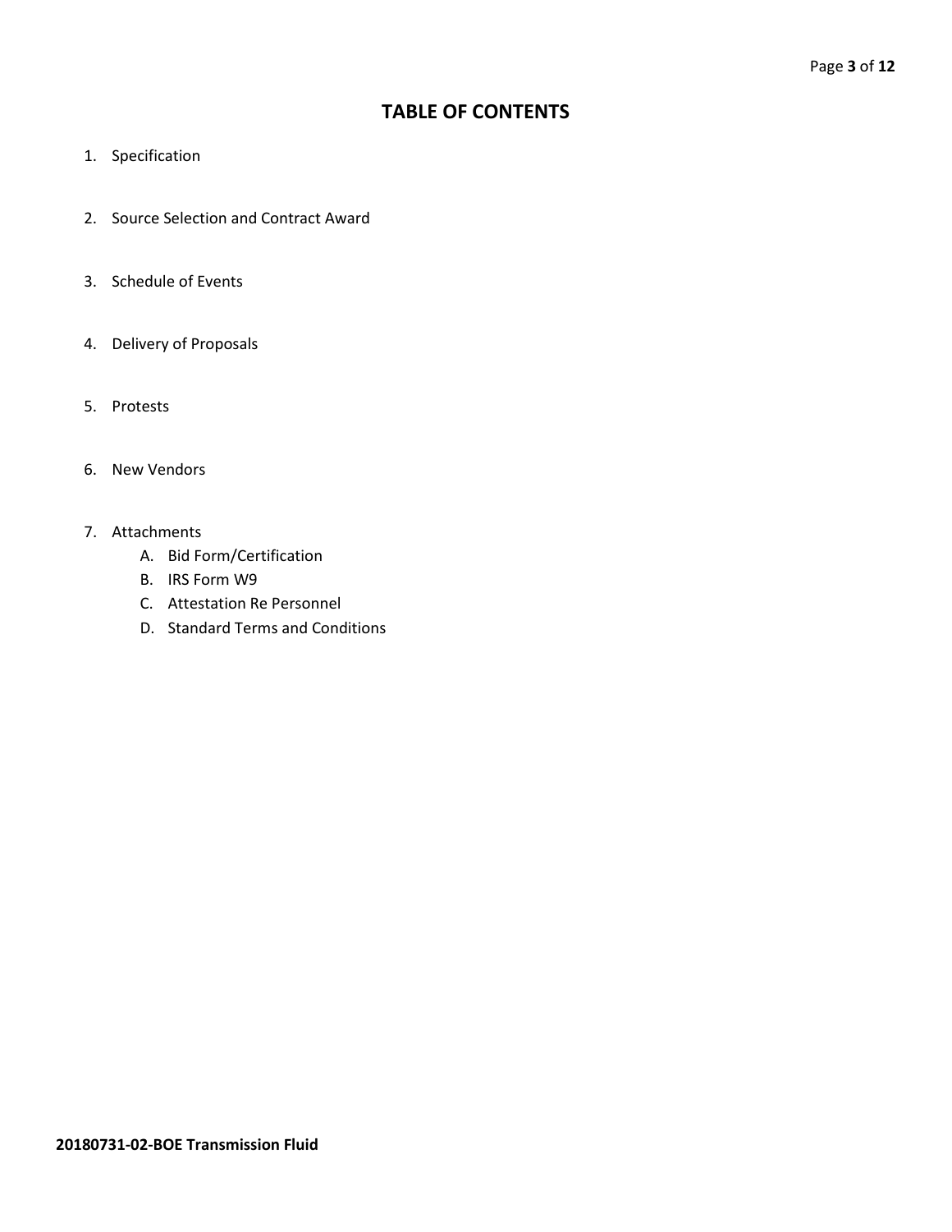# TABLE OF CONTENTS

1. Specification
2. Source Selection and Contract Award
3. Schedule of Events
4. Delivery of Proposals
5. Protests
6. New Vendors
7. Attachments
   A. Bid Form/Certification
   B. IRS Form W9
   C. Attestation Re Personnel
   D. Standard Terms and Conditions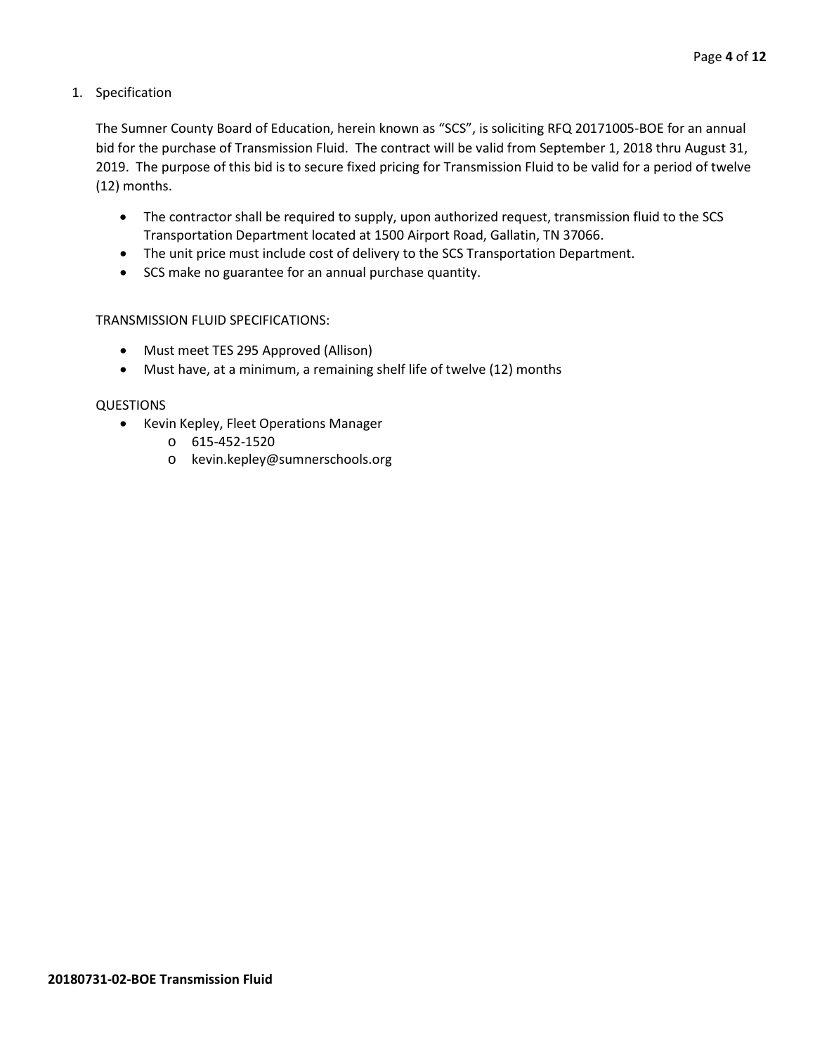1. Specification

   The Sumner County Board of Education, herein known as "SCS", is soliciting RFQ 20171005-BOE for an annual bid for the purchase of Transmission Fluid. The contract will be valid from September 1, 2018 thru August 31, 2019. The purpose of this bid is to secure fixed pricing for Transmission Fluid to be valid for a period of twelve (12) months.

   - The contractor shall be required to supply, upon authorized request, transmission fluid to the SCS Transportation Department located at 1500 Airport Road, Gallatin, TN 37066.
   - The unit price must include cost of delivery to the SCS Transportation Department.
   - SCS make no guarantee for an annual purchase quantity.

   TRANSMISSION FLUID SPECIFICATIONS:

   - Must meet TES 295 Approved (Allison)
   - Must have, at a minimum, a remaining shelf life of twelve (12) months

   QUESTIONS

   - Kevin Kepley, Fleet Operations Manager
     - 615-452-1520
     - kevin.kepley@sumnerschools.org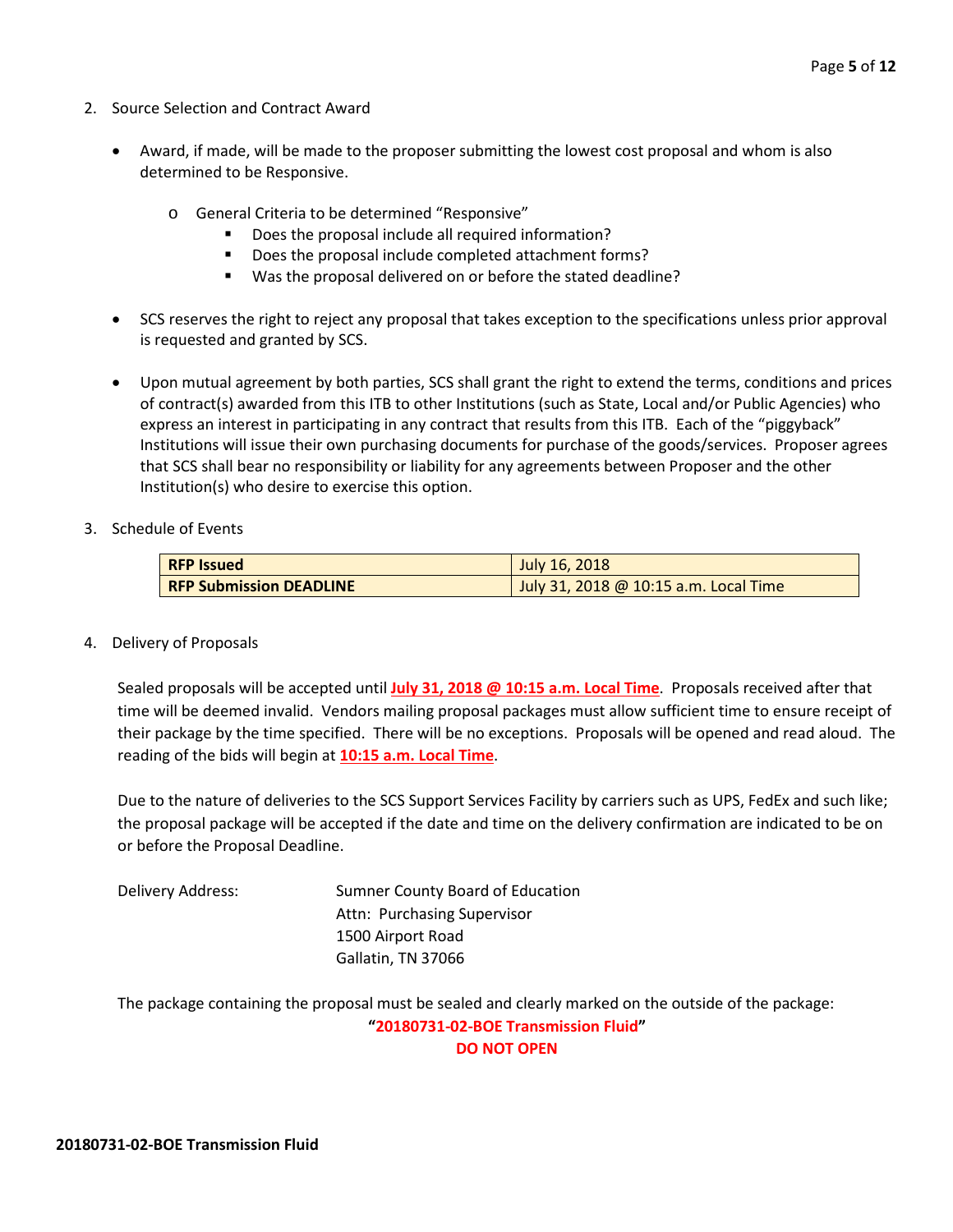2. Source Selection and Contract Award

   - Award, if made, will be made to the proposer submitting the lowest cost proposal and whom is also determined to be Responsive.

     - General Criteria to be determined "Responsive"
       - Does the proposal include all required information?
       - Does the proposal include completed attachment forms?
       - Was the proposal delivered on or before the stated deadline?

   - SCS reserves the right to reject any proposal that takes exception to the specifications unless prior approval is requested and granted by SCS.

   - Upon mutual agreement by both parties, SCS shall grant the right to extend the terms, conditions and prices of contract(s) awarded from this ITB to other Institutions (such as State, Local and/or Public Agencies) who express an interest in participating in any contract that results from this ITB. Each of the "piggyback" Institutions will issue their own purchasing documents for purchase of the goods/services. Proposer agrees that SCS shall bear no responsibility or liability for any agreements between Proposer and the other Institution(s) who desire to exercise this option.

3. Schedule of Events

| **RFP Issued** | July 16, 2018 |
|---|---|
| **RFP Submission DEADLINE** | July 31, 2018 @ 10:15 a.m. Local Time |

4. Delivery of Proposals

   Sealed proposals will be accepted until **July 31, 2018 @ 10:15 a.m. Local Time**. Proposals received after that time will be deemed invalid. Vendors mailing proposal packages must allow sufficient time to ensure receipt of their package by the time specified. There will be no exceptions. Proposals will be opened and read aloud. The reading of the bids will begin at **10:15 a.m. Local Time**.

   Due to the nature of deliveries to the SCS Support Services Facility by carriers such as UPS, FedEx and such like; the proposal package will be accepted if the date and time on the delivery confirmation are indicated to be on or before the Proposal Deadline.

   Delivery Address:
   Sumner County Board of Education
   Attn: Purchasing Supervisor
   1500 Airport Road
   Gallatin, TN 37066

   The package containing the proposal must be sealed and clearly marked on the outside of the package:

   **"20180731-02-BOE Transmission Fluid"**

   **DO NOT OPEN**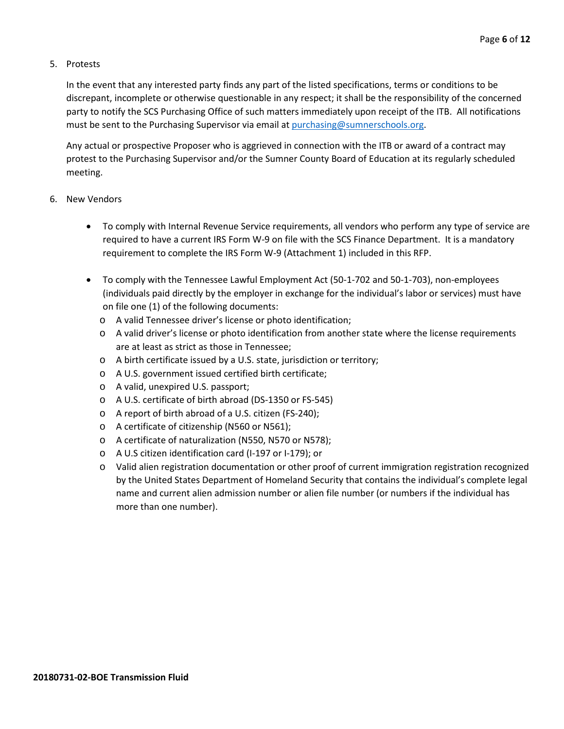5. Protests

   In the event that any interested party finds any part of the listed specifications, terms or conditions to be discrepant, incomplete or otherwise questionable in any respect; it shall be the responsibility of the concerned party to notify the SCS Purchasing Office of such matters immediately upon receipt of the ITB. All notifications must be sent to the Purchasing Supervisor via email at purchasing@sumnerschools.org.

   Any actual or prospective Proposer who is aggrieved in connection with the ITB or award of a contract may protest to the Purchasing Supervisor and/or the Sumner County Board of Education at its regularly scheduled meeting.

6. New Vendors

   - To comply with Internal Revenue Service requirements, all vendors who perform any type of service are required to have a current IRS Form W-9 on file with the SCS Finance Department. It is a mandatory requirement to complete the IRS Form W-9 (Attachment 1) included in this RFP.

   - To comply with the Tennessee Lawful Employment Act (50-1-702 and 50-1-703), non-employees (individuals paid directly by the employer in exchange for the individual's labor or services) must have on file one (1) of the following documents:
     - A valid Tennessee driver's license or photo identification;
     - A valid driver's license or photo identification from another state where the license requirements are at least as strict as those in Tennessee;
     - A birth certificate issued by a U.S. state, jurisdiction or territory;
     - A U.S. government issued certified birth certificate;
     - A valid, unexpired U.S. passport;
     - A U.S. certificate of birth abroad (DS-1350 or FS-545)
     - A report of birth abroad of a U.S. citizen (FS-240);
     - A certificate of citizenship (N560 or N561);
     - A certificate of naturalization (N550, N570 or N578);
     - A U.S citizen identification card (I-197 or I-179); or
     - Valid alien registration documentation or other proof of current immigration registration recognized by the United States Department of Homeland Security that contains the individual's complete legal name and current alien admission number or alien file number (or numbers if the individual has more than one number).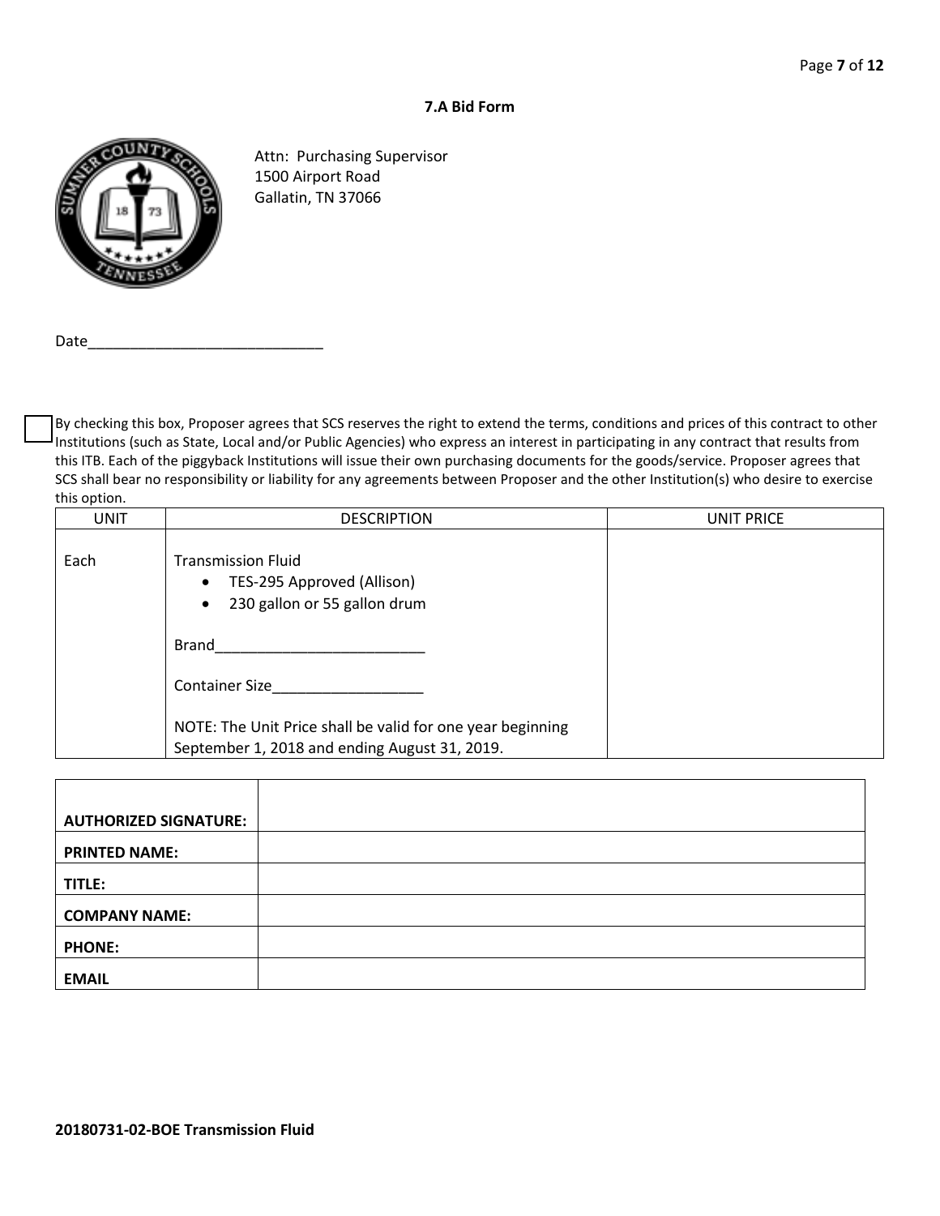### 7.A Bid Form

Attn: Purchasing Supervisor
1500 Airport Road
Gallatin, TN 37066

Date_____________________________

☐ By checking this box, Proposer agrees that SCS reserves the right to extend the terms, conditions and prices of this contract to other Institutions (such as State, Local and/or Public Agencies) who express an interest in participating in any contract that results from this ITB. Each of the piggyback Institutions will issue their own purchasing documents for the goods/service. Proposer agrees that SCS shall bear no responsibility or liability for any agreements between Proposer and the other Institution(s) who desire to exercise this option.

| UNIT | DESCRIPTION | UNIT PRICE |
|---|---|---|
| Each | Transmission Fluid<br>• TES-295 Approved (Allison)<br>• 230 gallon or 55 gallon drum<br><br>Brand__________________________<br><br>Container Size__________________<br><br>NOTE: The Unit Price shall be valid for one year beginning September 1, 2018 and ending August 31, 2019. | |

| | |
|---|---|
| **AUTHORIZED SIGNATURE:** | |
| **PRINTED NAME:** | |
| **TITLE:** | |
| **COMPANY NAME:** | |
| **PHONE:** | |
| **EMAIL** | |

**20180731-02-BOE Transmission Fluid**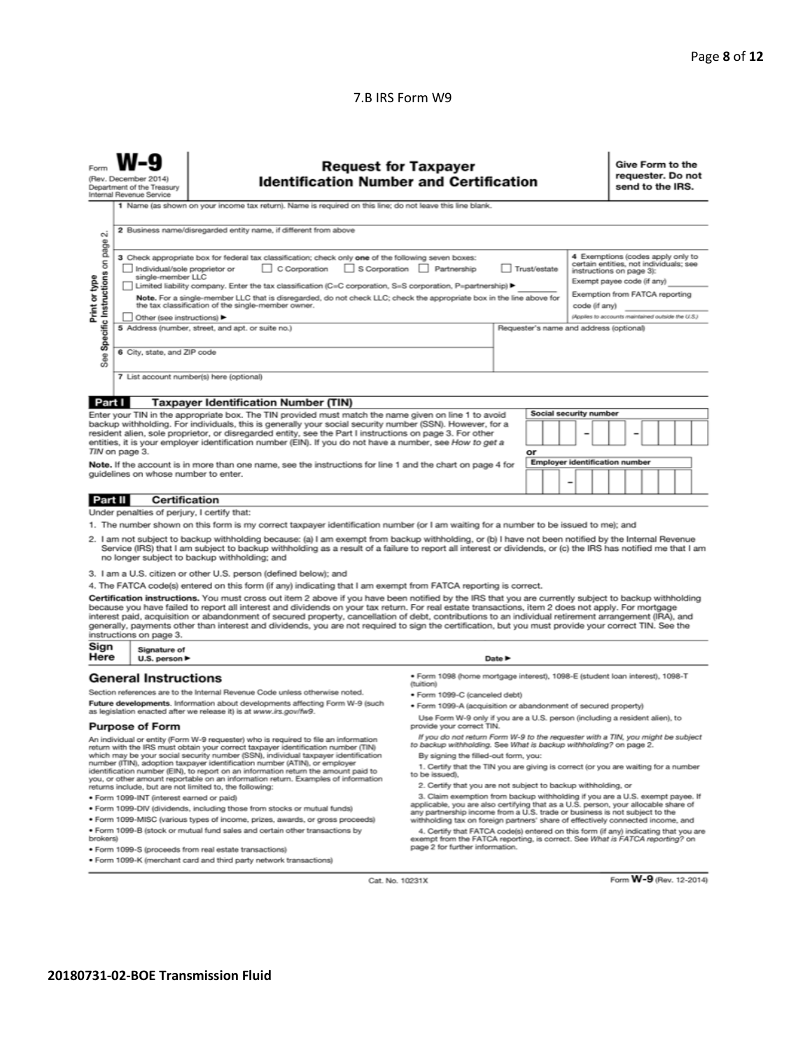## 7.B IRS Form W9

Form **W-9**
(Rev. December 2014)
Department of the Treasury
Internal Revenue Service

# Request for Taxpayer Identification Number and Certification

**Give Form to the requester. Do not send to the IRS.**

Print or type
See **Specific Instructions** on page 2.

1 Name (as shown on your income tax return). Name is required on this line; do not leave this line blank.

2 Business name/disregarded entity name, if different from above

3 Check appropriate box for federal tax classification; check only **one** of the following seven boxes:

☐ Individual/sole proprietor or single-member LLC ☐ C Corporation ☐ S Corporation ☐ Partnership ☐ Trust/estate

☐ Limited liability company. Enter the tax classification (C=C corporation, S=S corporation, P=partnership) ▶ ________

**Note.** For a single-member LLC that is disregarded, do not check LLC; check the appropriate box in the line above for the tax classification of the single-member owner.

☐ Other (see instructions) ▶

4 Exemptions (codes apply only to certain entities, not individuals; see instructions on page 3):

Exempt payee code (if any) ________

Exemption from FATCA reporting code (if any) ________

*(Applies to accounts maintained outside the U.S.)*

5 Address (number, street, and apt. or suite no.)

Requester's name and address (optional)

6 City, state, and ZIP code

7 List account number(s) here (optional)

## Part I Taxpayer Identification Number (TIN)

Enter your TIN in the appropriate box. The TIN provided must match the name given on line 1 to avoid backup withholding. For individuals, this is generally your social security number (SSN). However, for a resident alien, sole proprietor, or disregarded entity, see the Part I instructions on page 3. For other entities, it is your employer identification number (EIN). If you do not have a number, see *How to get a TIN* on page 3.

**Note.** If the account is in more than one name, see the instructions for line 1 and the chart on page 4 for guidelines on whose number to enter.

**Social security number**

| | | | – | | | – | | | | |
|---|---|---|---|---|---|---|---|---|---|---|

**or**

**Employer identification number**

| | | – | | | | | | | |
|---|---|---|---|---|---|---|---|---|---|

## Part II Certification

Under penalties of perjury, I certify that:

1. The number shown on this form is my correct taxpayer identification number (or I am waiting for a number to be issued to me); and
2. I am not subject to backup withholding because: (a) I am exempt from backup withholding, or (b) I have not been notified by the Internal Revenue Service (IRS) that I am subject to backup withholding as a result of a failure to report all interest or dividends, or (c) the IRS has notified me that I am no longer subject to backup withholding; and
3. I am a U.S. citizen or other U.S. person (defined below); and
4. The FATCA code(s) entered on this form (if any) indicating that I am exempt from FATCA reporting is correct.

**Certification instructions.** You must cross out item 2 above if you have been notified by the IRS that you are currently subject to backup withholding because you have failed to report all interest and dividends on your tax return. For real estate transactions, item 2 does not apply. For mortgage interest paid, acquisition or abandonment of secured property, cancellation of debt, contributions to an individual retirement arrangement (IRA), and generally, payments other than interest and dividends, you are not required to sign the certification, but you must provide your correct TIN. See the instructions on page 3.

**Sign Here** Signature of U.S. person ▶ Date ▶

## General Instructions

Section references are to the Internal Revenue Code unless otherwise noted.

**Future developments.** Information about developments affecting Form W-9 (such as legislation enacted after we release it) is at *www.irs.gov/fw9*.

### Purpose of Form

An individual or entity (Form W-9 requester) who is required to file an information return with the IRS must obtain your correct taxpayer identification number (TIN) which may be your social security number (SSN), individual taxpayer identification number (ITIN), adoption taxpayer identification number (ATIN), or employer identification number (EIN), to report on an information return the amount paid to you, or other amount reportable on an information return. Examples of information returns include, but are not limited to, the following:

- Form 1099-INT (interest earned or paid)
- Form 1099-DIV (dividends, including those from stocks or mutual funds)
- Form 1099-MISC (various types of income, prizes, awards, or gross proceeds)
- Form 1099-B (stock or mutual fund sales and certain other transactions by brokers)
- Form 1099-S (proceeds from real estate transactions)
- Form 1099-K (merchant card and third party network transactions)
- Form 1098 (home mortgage interest), 1098-E (student loan interest), 1098-T (tuition)
- Form 1099-C (canceled debt)
- Form 1099-A (acquisition or abandonment of secured property)

Use Form W-9 only if you are a U.S. person (including a resident alien), to provide your correct TIN.

*If you do not return Form W-9 to the requester with a TIN, you might be subject to backup withholding. See What is backup withholding? on page 2.*

By signing the filled-out form, you:

1. Certify that the TIN you are giving is correct (or you are waiting for a number to be issued),
2. Certify that you are not subject to backup withholding, or
3. Claim exemption from backup withholding if you are a U.S. exempt payee. If applicable, you are also certifying that as a U.S. person, your allocable share of any partnership income from a U.S. trade or business is not subject to the withholding tax on foreign partners' share of effectively connected income, and
4. Certify that FATCA code(s) entered on this form (if any) indicating that you are exempt from the FATCA reporting, is correct. See *What is FATCA reporting?* on page 2 for further information.

Cat. No. 10231X Form **W-9** (Rev. 12-2014)

**20180731-02-BOE Transmission Fluid**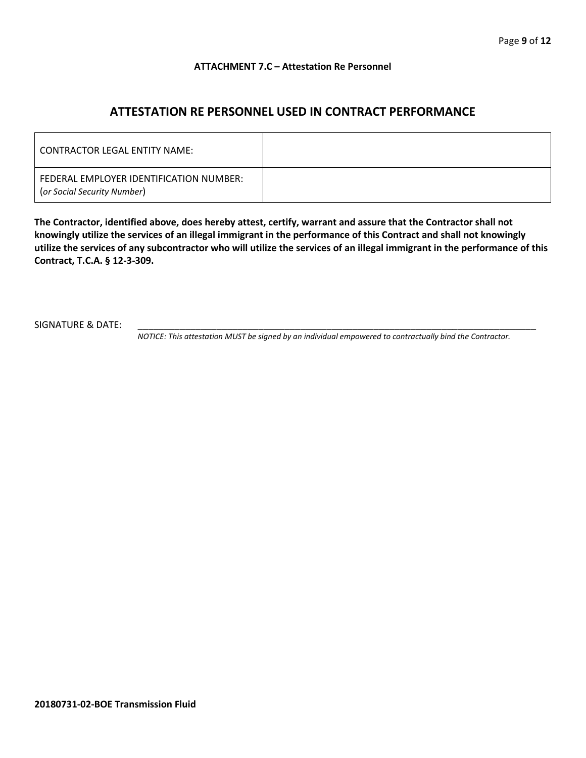**ATTACHMENT 7.C – Attestation Re Personnel**

## ATTESTATION RE PERSONNEL USED IN CONTRACT PERFORMANCE

| CONTRACTOR LEGAL ENTITY NAME: | |
|---|---|
| FEDERAL EMPLOYER IDENTIFICATION NUMBER: (*or Social Security Number*) | |

**The Contractor, identified above, does hereby attest, certify, warrant and assure that the Contractor shall not knowingly utilize the services of an illegal immigrant in the performance of this Contract and shall not knowingly utilize the services of any subcontractor who will utilize the services of an illegal immigrant in the performance of this Contract, T.C.A. § 12-3-309.**

SIGNATURE & DATE: ______________________________________________________________________

*NOTICE: This attestation MUST be signed by an individual empowered to contractually bind the Contractor.*

**20180731-02-BOE Transmission Fluid**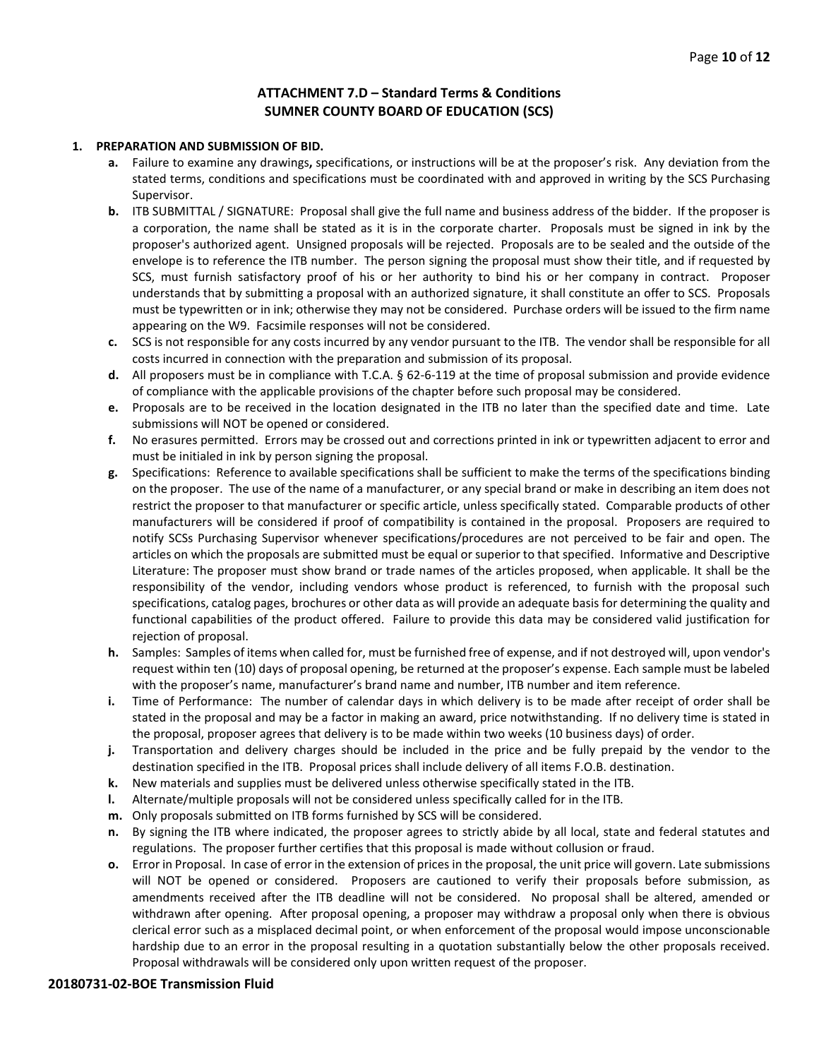### ATTACHMENT 7.D – Standard Terms & Conditions
### SUMNER COUNTY BOARD OF EDUCATION (SCS)

**1. PREPARATION AND SUBMISSION OF BID.**

- **a.** Failure to examine any drawings**,** specifications, or instructions will be at the proposer's risk. Any deviation from the stated terms, conditions and specifications must be coordinated with and approved in writing by the SCS Purchasing Supervisor.
- **b.** ITB SUBMITTAL / SIGNATURE: Proposal shall give the full name and business address of the bidder. If the proposer is a corporation, the name shall be stated as it is in the corporate charter. Proposals must be signed in ink by the proposer's authorized agent. Unsigned proposals will be rejected. Proposals are to be sealed and the outside of the envelope is to reference the ITB number. The person signing the proposal must show their title, and if requested by SCS, must furnish satisfactory proof of his or her authority to bind his or her company in contract. Proposer understands that by submitting a proposal with an authorized signature, it shall constitute an offer to SCS. Proposals must be typewritten or in ink; otherwise they may not be considered. Purchase orders will be issued to the firm name appearing on the W9. Facsimile responses will not be considered.
- **c.** SCS is not responsible for any costs incurred by any vendor pursuant to the ITB. The vendor shall be responsible for all costs incurred in connection with the preparation and submission of its proposal.
- **d.** All proposers must be in compliance with T.C.A. § 62-6-119 at the time of proposal submission and provide evidence of compliance with the applicable provisions of the chapter before such proposal may be considered.
- **e.** Proposals are to be received in the location designated in the ITB no later than the specified date and time. Late submissions will NOT be opened or considered.
- **f.** No erasures permitted. Errors may be crossed out and corrections printed in ink or typewritten adjacent to error and must be initialed in ink by person signing the proposal.
- **g.** Specifications: Reference to available specifications shall be sufficient to make the terms of the specifications binding on the proposer. The use of the name of a manufacturer, or any special brand or make in describing an item does not restrict the proposer to that manufacturer or specific article, unless specifically stated. Comparable products of other manufacturers will be considered if proof of compatibility is contained in the proposal. Proposers are required to notify SCSs Purchasing Supervisor whenever specifications/procedures are not perceived to be fair and open. The articles on which the proposals are submitted must be equal or superior to that specified. Informative and Descriptive Literature: The proposer must show brand or trade names of the articles proposed, when applicable. It shall be the responsibility of the vendor, including vendors whose product is referenced, to furnish with the proposal such specifications, catalog pages, brochures or other data as will provide an adequate basis for determining the quality and functional capabilities of the product offered. Failure to provide this data may be considered valid justification for rejection of proposal.
- **h.** Samples: Samples of items when called for, must be furnished free of expense, and if not destroyed will, upon vendor's request within ten (10) days of proposal opening, be returned at the proposer's expense. Each sample must be labeled with the proposer's name, manufacturer's brand name and number, ITB number and item reference.
- **i.** Time of Performance: The number of calendar days in which delivery is to be made after receipt of order shall be stated in the proposal and may be a factor in making an award, price notwithstanding. If no delivery time is stated in the proposal, proposer agrees that delivery is to be made within two weeks (10 business days) of order.
- **j.** Transportation and delivery charges should be included in the price and be fully prepaid by the vendor to the destination specified in the ITB. Proposal prices shall include delivery of all items F.O.B. destination.
- **k.** New materials and supplies must be delivered unless otherwise specifically stated in the ITB.
- **l.** Alternate/multiple proposals will not be considered unless specifically called for in the ITB.
- **m.** Only proposals submitted on ITB forms furnished by SCS will be considered.
- **n.** By signing the ITB where indicated, the proposer agrees to strictly abide by all local, state and federal statutes and regulations. The proposer further certifies that this proposal is made without collusion or fraud.
- **o.** Error in Proposal. In case of error in the extension of prices in the proposal, the unit price will govern. Late submissions will NOT be opened or considered. Proposers are cautioned to verify their proposals before submission, as amendments received after the ITB deadline will not be considered. No proposal shall be altered, amended or withdrawn after opening. After proposal opening, a proposer may withdraw a proposal only when there is obvious clerical error such as a misplaced decimal point, or when enforcement of the proposal would impose unconscionable hardship due to an error in the proposal resulting in a quotation substantially below the other proposals received. Proposal withdrawals will be considered only upon written request of the proposer.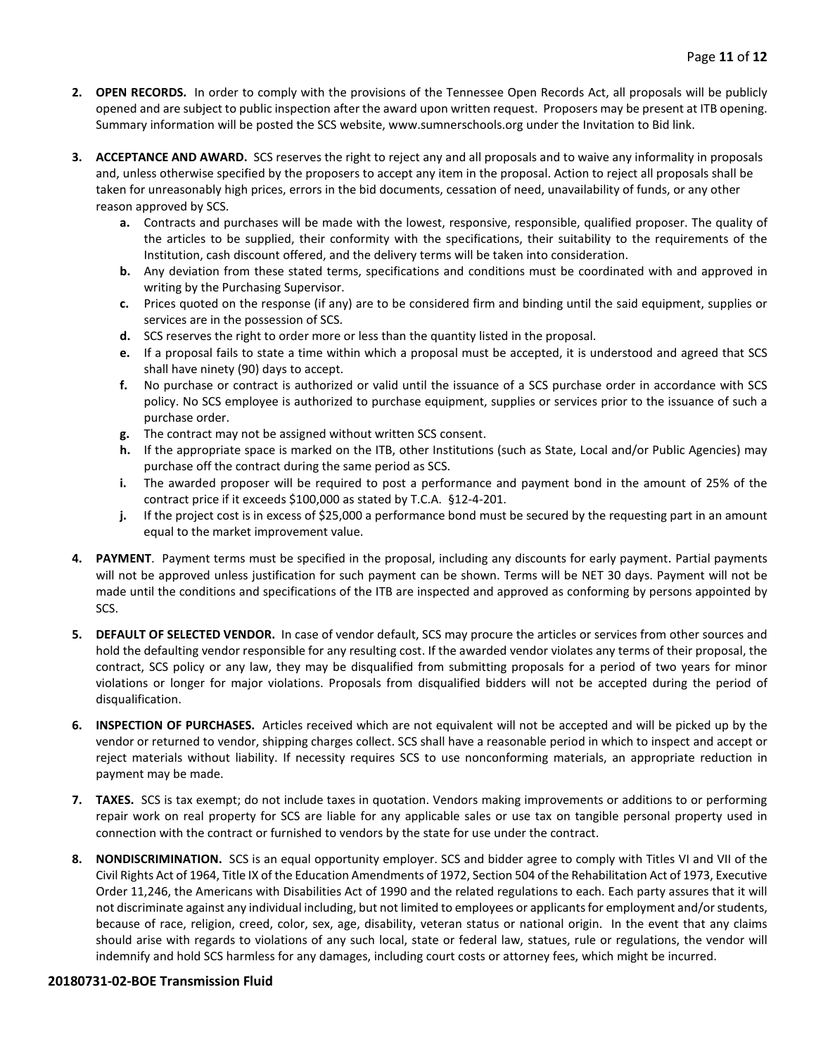2. **OPEN RECORDS.** In order to comply with the provisions of the Tennessee Open Records Act, all proposals will be publicly opened and are subject to public inspection after the award upon written request. Proposers may be present at ITB opening. Summary information will be posted the SCS website, www.sumnerschools.org under the Invitation to Bid link.

3. **ACCEPTANCE AND AWARD.** SCS reserves the right to reject any and all proposals and to waive any informality in proposals and, unless otherwise specified by the proposers to accept any item in the proposal. Action to reject all proposals shall be taken for unreasonably high prices, errors in the bid documents, cessation of need, unavailability of funds, or any other reason approved by SCS.
   - **a.** Contracts and purchases will be made with the lowest, responsive, responsible, qualified proposer. The quality of the articles to be supplied, their conformity with the specifications, their suitability to the requirements of the Institution, cash discount offered, and the delivery terms will be taken into consideration.
   - **b.** Any deviation from these stated terms, specifications and conditions must be coordinated with and approved in writing by the Purchasing Supervisor.
   - **c.** Prices quoted on the response (if any) are to be considered firm and binding until the said equipment, supplies or services are in the possession of SCS.
   - **d.** SCS reserves the right to order more or less than the quantity listed in the proposal.
   - **e.** If a proposal fails to state a time within which a proposal must be accepted, it is understood and agreed that SCS shall have ninety (90) days to accept.
   - **f.** No purchase or contract is authorized or valid until the issuance of a SCS purchase order in accordance with SCS policy. No SCS employee is authorized to purchase equipment, supplies or services prior to the issuance of such a purchase order.
   - **g.** The contract may not be assigned without written SCS consent.
   - **h.** If the appropriate space is marked on the ITB, other Institutions (such as State, Local and/or Public Agencies) may purchase off the contract during the same period as SCS.
   - **i.** The awarded proposer will be required to post a performance and payment bond in the amount of 25% of the contract price if it exceeds $100,000 as stated by T.C.A. §12-4-201.
   - **j.** If the project cost is in excess of $25,000 a performance bond must be secured by the requesting part in an amount equal to the market improvement value.

4. **PAYMENT**. Payment terms must be specified in the proposal, including any discounts for early payment. Partial payments will not be approved unless justification for such payment can be shown. Terms will be NET 30 days. Payment will not be made until the conditions and specifications of the ITB are inspected and approved as conforming by persons appointed by SCS.

5. **DEFAULT OF SELECTED VENDOR.** In case of vendor default, SCS may procure the articles or services from other sources and hold the defaulting vendor responsible for any resulting cost. If the awarded vendor violates any terms of their proposal, the contract, SCS policy or any law, they may be disqualified from submitting proposals for a period of two years for minor violations or longer for major violations. Proposals from disqualified bidders will not be accepted during the period of disqualification.

6. **INSPECTION OF PURCHASES.** Articles received which are not equivalent will not be accepted and will be picked up by the vendor or returned to vendor, shipping charges collect. SCS shall have a reasonable period in which to inspect and accept or reject materials without liability. If necessity requires SCS to use nonconforming materials, an appropriate reduction in payment may be made.

7. **TAXES.** SCS is tax exempt; do not include taxes in quotation. Vendors making improvements or additions to or performing repair work on real property for SCS are liable for any applicable sales or use tax on tangible personal property used in connection with the contract or furnished to vendors by the state for use under the contract.

8. **NONDISCRIMINATION.** SCS is an equal opportunity employer. SCS and bidder agree to comply with Titles VI and VII of the Civil Rights Act of 1964, Title IX of the Education Amendments of 1972, Section 504 of the Rehabilitation Act of 1973, Executive Order 11,246, the Americans with Disabilities Act of 1990 and the related regulations to each. Each party assures that it will not discriminate against any individual including, but not limited to employees or applicants for employment and/or students, because of race, religion, creed, color, sex, age, disability, veteran status or national origin. In the event that any claims should arise with regards to violations of any such local, state or federal law, statues, rule or regulations, the vendor will indemnify and hold SCS harmless for any damages, including court costs or attorney fees, which might be incurred.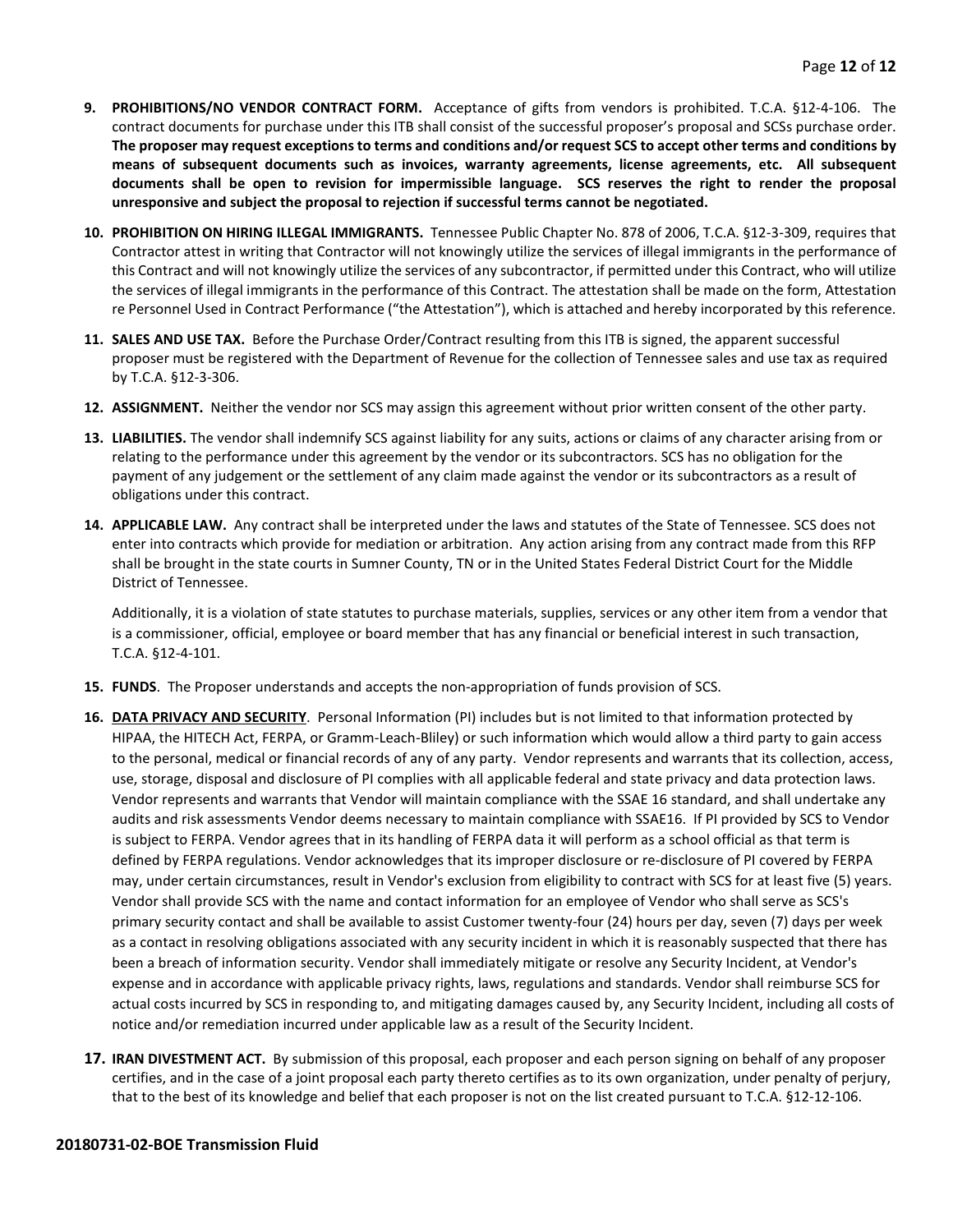9. **PROHIBITIONS/NO VENDOR CONTRACT FORM.** Acceptance of gifts from vendors is prohibited. T.C.A. §12-4-106. The contract documents for purchase under this ITB shall consist of the successful proposer's proposal and SCSs purchase order. **The proposer may request exceptions to terms and conditions and/or request SCS to accept other terms and conditions by means of subsequent documents such as invoices, warranty agreements, license agreements, etc. All subsequent documents shall be open to revision for impermissible language. SCS reserves the right to render the proposal unresponsive and subject the proposal to rejection if successful terms cannot be negotiated.**

10. **PROHIBITION ON HIRING ILLEGAL IMMIGRANTS.** Tennessee Public Chapter No. 878 of 2006, T.C.A. §12-3-309, requires that Contractor attest in writing that Contractor will not knowingly utilize the services of illegal immigrants in the performance of this Contract and will not knowingly utilize the services of any subcontractor, if permitted under this Contract, who will utilize the services of illegal immigrants in the performance of this Contract. The attestation shall be made on the form, Attestation re Personnel Used in Contract Performance ("the Attestation"), which is attached and hereby incorporated by this reference.

11. **SALES AND USE TAX.** Before the Purchase Order/Contract resulting from this ITB is signed, the apparent successful proposer must be registered with the Department of Revenue for the collection of Tennessee sales and use tax as required by T.C.A. §12-3-306.

12. **ASSIGNMENT.** Neither the vendor nor SCS may assign this agreement without prior written consent of the other party.

13. **LIABILITIES.** The vendor shall indemnify SCS against liability for any suits, actions or claims of any character arising from or relating to the performance under this agreement by the vendor or its subcontractors. SCS has no obligation for the payment of any judgement or the settlement of any claim made against the vendor or its subcontractors as a result of obligations under this contract.

14. **APPLICABLE LAW.** Any contract shall be interpreted under the laws and statutes of the State of Tennessee. SCS does not enter into contracts which provide for mediation or arbitration. Any action arising from any contract made from this RFP shall be brought in the state courts in Sumner County, TN or in the United States Federal District Court for the Middle District of Tennessee.

    Additionally, it is a violation of state statutes to purchase materials, supplies, services or any other item from a vendor that is a commissioner, official, employee or board member that has any financial or beneficial interest in such transaction, T.C.A. §12-4-101.

15. **FUNDS**. The Proposer understands and accepts the non-appropriation of funds provision of SCS.

16. **DATA PRIVACY AND SECURITY**. Personal Information (PI) includes but is not limited to that information protected by HIPAA, the HITECH Act, FERPA, or Gramm-Leach-Bliley) or such information which would allow a third party to gain access to the personal, medical or financial records of any of any party. Vendor represents and warrants that its collection, access, use, storage, disposal and disclosure of PI complies with all applicable federal and state privacy and data protection laws. Vendor represents and warrants that Vendor will maintain compliance with the SSAE 16 standard, and shall undertake any audits and risk assessments Vendor deems necessary to maintain compliance with SSAE16. If PI provided by SCS to Vendor is subject to FERPA. Vendor agrees that in its handling of FERPA data it will perform as a school official as that term is defined by FERPA regulations. Vendor acknowledges that its improper disclosure or re-disclosure of PI covered by FERPA may, under certain circumstances, result in Vendor's exclusion from eligibility to contract with SCS for at least five (5) years. Vendor shall provide SCS with the name and contact information for an employee of Vendor who shall serve as SCS's primary security contact and shall be available to assist Customer twenty-four (24) hours per day, seven (7) days per week as a contact in resolving obligations associated with any security incident in which it is reasonably suspected that there has been a breach of information security. Vendor shall immediately mitigate or resolve any Security Incident, at Vendor's expense and in accordance with applicable privacy rights, laws, regulations and standards. Vendor shall reimburse SCS for actual costs incurred by SCS in responding to, and mitigating damages caused by, any Security Incident, including all costs of notice and/or remediation incurred under applicable law as a result of the Security Incident.

17. **IRAN DIVESTMENT ACT.** By submission of this proposal, each proposer and each person signing on behalf of any proposer certifies, and in the case of a joint proposal each party thereto certifies as to its own organization, under penalty of perjury, that to the best of its knowledge and belief that each proposer is not on the list created pursuant to T.C.A. §12-12-106.

**20180731-02-BOE Transmission Fluid**